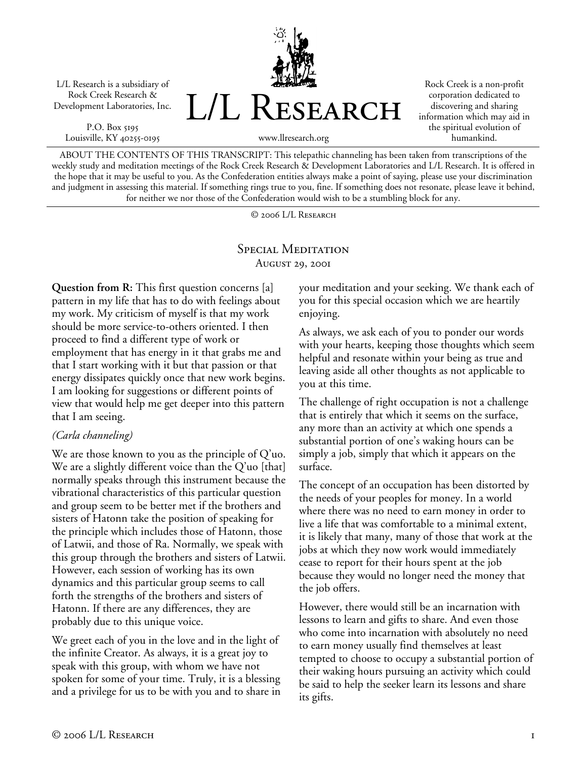L/L Research is a subsidiary of Rock Creek Research & Development Laboratories, Inc.

P.O. Box 5195
Louisville, KY 40255-0195

# L/L Research

www.llresearch.org

Rock Creek is a non-profit corporation dedicated to discovering and sharing information which may aid in the spiritual evolution of humankind.

ABOUT THE CONTENTS OF THIS TRANSCRIPT: This telepathic channeling has been taken from transcriptions of the weekly study and meditation meetings of the Rock Creek Research & Development Laboratories and L/L Research. It is offered in the hope that it may be useful to you. As the Confederation entities always make a point of saying, please use your discrimination and judgment in assessing this material. If something rings true to you, fine. If something does not resonate, please leave it behind, for neither we nor those of the Confederation would wish to be a stumbling block for any.

© 2006 L/L Research

## Special Meditation
### August 29, 2001

**Question from R:** This first question concerns [a] pattern in my life that has to do with feelings about my work. My criticism of myself is that my work should be more service-to-others oriented. I then proceed to find a different type of work or employment that has energy in it that grabs me and that I start working with it but that passion or that energy dissipates quickly once that new work begins. I am looking for suggestions or different points of view that would help me get deeper into this pattern that I am seeing.

*(Carla channeling)*

We are those known to you as the principle of Q'uo. We are a slightly different voice than the Q'uo [that] normally speaks through this instrument because the vibrational characteristics of this particular question and group seem to be better met if the brothers and sisters of Hatonn take the position of speaking for the principle which includes those of Hatonn, those of Latwii, and those of Ra. Normally, we speak with this group through the brothers and sisters of Latwii. However, each session of working has its own dynamics and this particular group seems to call forth the strengths of the brothers and sisters of Hatonn. If there are any differences, they are probably due to this unique voice.

We greet each of you in the love and in the light of the infinite Creator. As always, it is a great joy to speak with this group, with whom we have not spoken for some of your time. Truly, it is a blessing and a privilege for us to be with you and to share in your meditation and your seeking. We thank each of you for this special occasion which we are heartily enjoying.

As always, we ask each of you to ponder our words with your hearts, keeping those thoughts which seem helpful and resonate within your being as true and leaving aside all other thoughts as not applicable to you at this time.

The challenge of right occupation is not a challenge that is entirely that which it seems on the surface, any more than an activity at which one spends a substantial portion of one's waking hours can be simply a job, simply that which it appears on the surface.

The concept of an occupation has been distorted by the needs of your peoples for money. In a world where there was no need to earn money in order to live a life that was comfortable to a minimal extent, it is likely that many, many of those that work at the jobs at which they now work would immediately cease to report for their hours spent at the job because they would no longer need the money that the job offers.

However, there would still be an incarnation with lessons to learn and gifts to share. And even those who come into incarnation with absolutely no need to earn money usually find themselves at least tempted to choose to occupy a substantial portion of their waking hours pursuing an activity which could be said to help the seeker learn its lessons and share its gifts.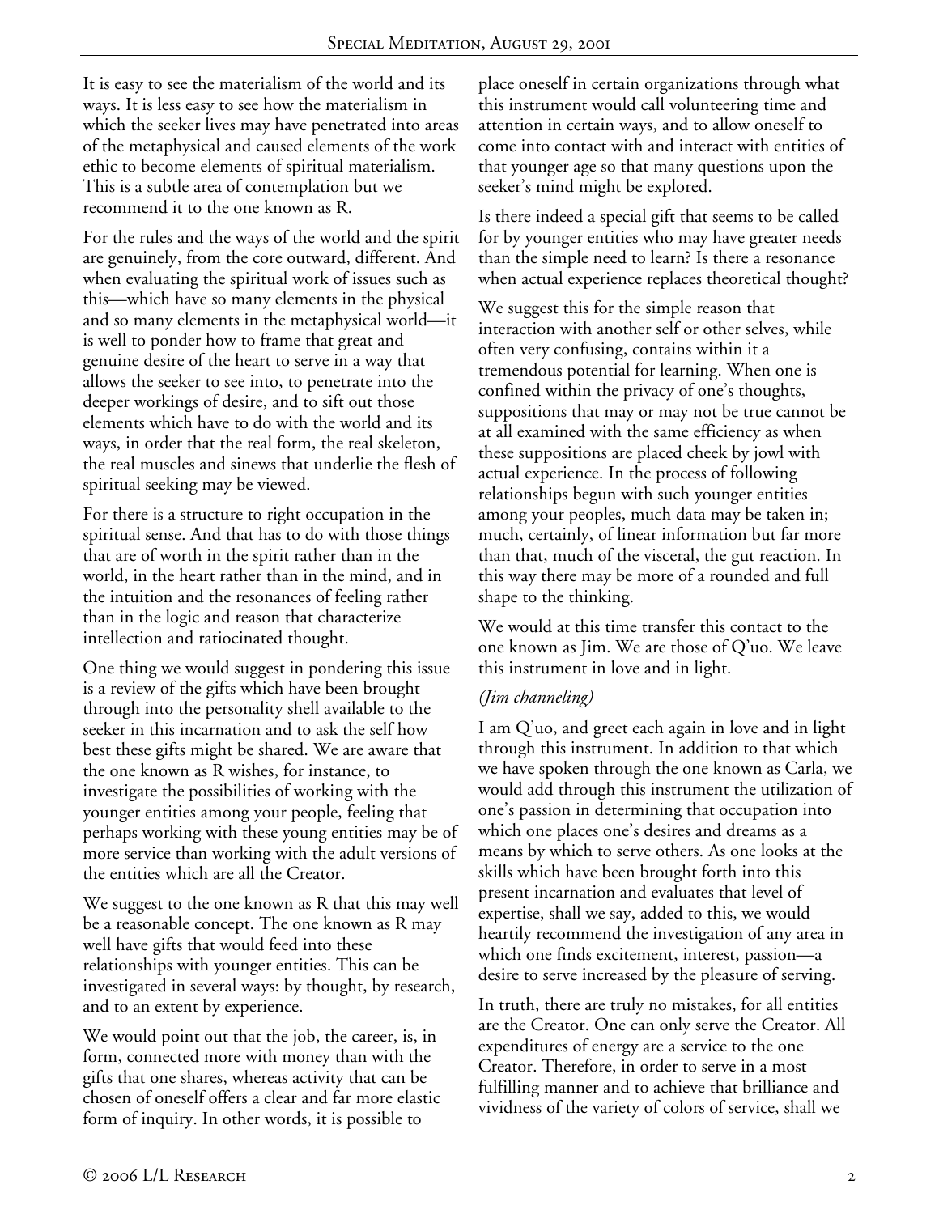It is easy to see the materialism of the world and its ways. It is less easy to see how the materialism in which the seeker lives may have penetrated into areas of the metaphysical and caused elements of the work ethic to become elements of spiritual materialism. This is a subtle area of contemplation but we recommend it to the one known as R.

For the rules and the ways of the world and the spirit are genuinely, from the core outward, different. And when evaluating the spiritual work of issues such as this—which have so many elements in the physical and so many elements in the metaphysical world—it is well to ponder how to frame that great and genuine desire of the heart to serve in a way that allows the seeker to see into, to penetrate into the deeper workings of desire, and to sift out those elements which have to do with the world and its ways, in order that the real form, the real skeleton, the real muscles and sinews that underlie the flesh of spiritual seeking may be viewed.

For there is a structure to right occupation in the spiritual sense. And that has to do with those things that are of worth in the spirit rather than in the world, in the heart rather than in the mind, and in the intuition and the resonances of feeling rather than in the logic and reason that characterize intellection and ratiocinated thought.

One thing we would suggest in pondering this issue is a review of the gifts which have been brought through into the personality shell available to the seeker in this incarnation and to ask the self how best these gifts might be shared. We are aware that the one known as R wishes, for instance, to investigate the possibilities of working with the younger entities among your people, feeling that perhaps working with these young entities may be of more service than working with the adult versions of the entities which are all the Creator.

We suggest to the one known as R that this may well be a reasonable concept. The one known as R may well have gifts that would feed into these relationships with younger entities. This can be investigated in several ways: by thought, by research, and to an extent by experience.

We would point out that the job, the career, is, in form, connected more with money than with the gifts that one shares, whereas activity that can be chosen of oneself offers a clear and far more elastic form of inquiry. In other words, it is possible to place oneself in certain organizations through what this instrument would call volunteering time and attention in certain ways, and to allow oneself to come into contact with and interact with entities of that younger age so that many questions upon the seeker's mind might be explored.

Is there indeed a special gift that seems to be called for by younger entities who may have greater needs than the simple need to learn? Is there a resonance when actual experience replaces theoretical thought?

We suggest this for the simple reason that interaction with another self or other selves, while often very confusing, contains within it a tremendous potential for learning. When one is confined within the privacy of one's thoughts, suppositions that may or may not be true cannot be at all examined with the same efficiency as when these suppositions are placed cheek by jowl with actual experience. In the process of following relationships begun with such younger entities among your peoples, much data may be taken in; much, certainly, of linear information but far more than that, much of the visceral, the gut reaction. In this way there may be more of a rounded and full shape to the thinking.

We would at this time transfer this contact to the one known as Jim. We are those of Q'uo. We leave this instrument in love and in light.

*(Jim channeling)*

I am Q'uo, and greet each again in love and in light through this instrument. In addition to that which we have spoken through the one known as Carla, we would add through this instrument the utilization of one's passion in determining that occupation into which one places one's desires and dreams as a means by which to serve others. As one looks at the skills which have been brought forth into this present incarnation and evaluates that level of expertise, shall we say, added to this, we would heartily recommend the investigation of any area in which one finds excitement, interest, passion—a desire to serve increased by the pleasure of serving.

In truth, there are truly no mistakes, for all entities are the Creator. One can only serve the Creator. All expenditures of energy are a service to the one Creator. Therefore, in order to serve in a most fulfilling manner and to achieve that brilliance and vividness of the variety of colors of service, shall we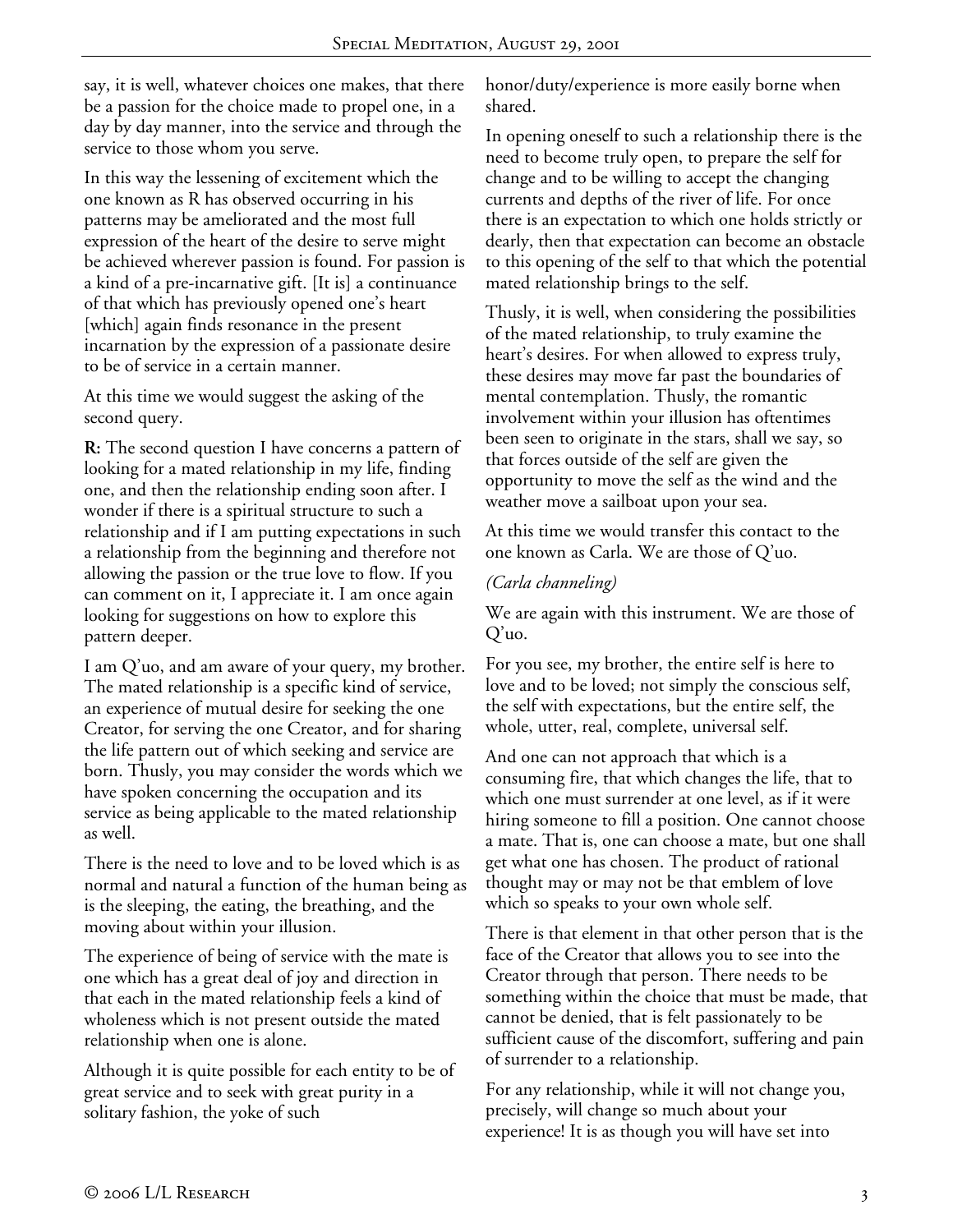say, it is well, whatever choices one makes, that there be a passion for the choice made to propel one, in a day by day manner, into the service and through the service to those whom you serve.

In this way the lessening of excitement which the one known as R has observed occurring in his patterns may be ameliorated and the most full expression of the heart of the desire to serve might be achieved wherever passion is found. For passion is a kind of a pre-incarnative gift. [It is] a continuance of that which has previously opened one's heart [which] again finds resonance in the present incarnation by the expression of a passionate desire to be of service in a certain manner.

At this time we would suggest the asking of the second query.

**R:** The second question I have concerns a pattern of looking for a mated relationship in my life, finding one, and then the relationship ending soon after. I wonder if there is a spiritual structure to such a relationship and if I am putting expectations in such a relationship from the beginning and therefore not allowing the passion or the true love to flow. If you can comment on it, I appreciate it. I am once again looking for suggestions on how to explore this pattern deeper.

I am Q'uo, and am aware of your query, my brother. The mated relationship is a specific kind of service, an experience of mutual desire for seeking the one Creator, for serving the one Creator, and for sharing the life pattern out of which seeking and service are born. Thusly, you may consider the words which we have spoken concerning the occupation and its service as being applicable to the mated relationship as well.

There is the need to love and to be loved which is as normal and natural a function of the human being as is the sleeping, the eating, the breathing, and the moving about within your illusion.

The experience of being of service with the mate is one which has a great deal of joy and direction in that each in the mated relationship feels a kind of wholeness which is not present outside the mated relationship when one is alone.

Although it is quite possible for each entity to be of great service and to seek with great purity in a solitary fashion, the yoke of such honor/duty/experience is more easily borne when shared.

In opening oneself to such a relationship there is the need to become truly open, to prepare the self for change and to be willing to accept the changing currents and depths of the river of life. For once there is an expectation to which one holds strictly or dearly, then that expectation can become an obstacle to this opening of the self to that which the potential mated relationship brings to the self.

Thusly, it is well, when considering the possibilities of the mated relationship, to truly examine the heart's desires. For when allowed to express truly, these desires may move far past the boundaries of mental contemplation. Thusly, the romantic involvement within your illusion has oftentimes been seen to originate in the stars, shall we say, so that forces outside of the self are given the opportunity to move the self as the wind and the weather move a sailboat upon your sea.

At this time we would transfer this contact to the one known as Carla. We are those of Q'uo.

*(Carla channeling)*

We are again with this instrument. We are those of Q'uo.

For you see, my brother, the entire self is here to love and to be loved; not simply the conscious self, the self with expectations, but the entire self, the whole, utter, real, complete, universal self.

And one can not approach that which is a consuming fire, that which changes the life, that to which one must surrender at one level, as if it were hiring someone to fill a position. One cannot choose a mate. That is, one can choose a mate, but one shall get what one has chosen. The product of rational thought may or may not be that emblem of love which so speaks to your own whole self.

There is that element in that other person that is the face of the Creator that allows you to see into the Creator through that person. There needs to be something within the choice that must be made, that cannot be denied, that is felt passionately to be sufficient cause of the discomfort, suffering and pain of surrender to a relationship.

For any relationship, while it will not change you, precisely, will change so much about your experience! It is as though you will have set into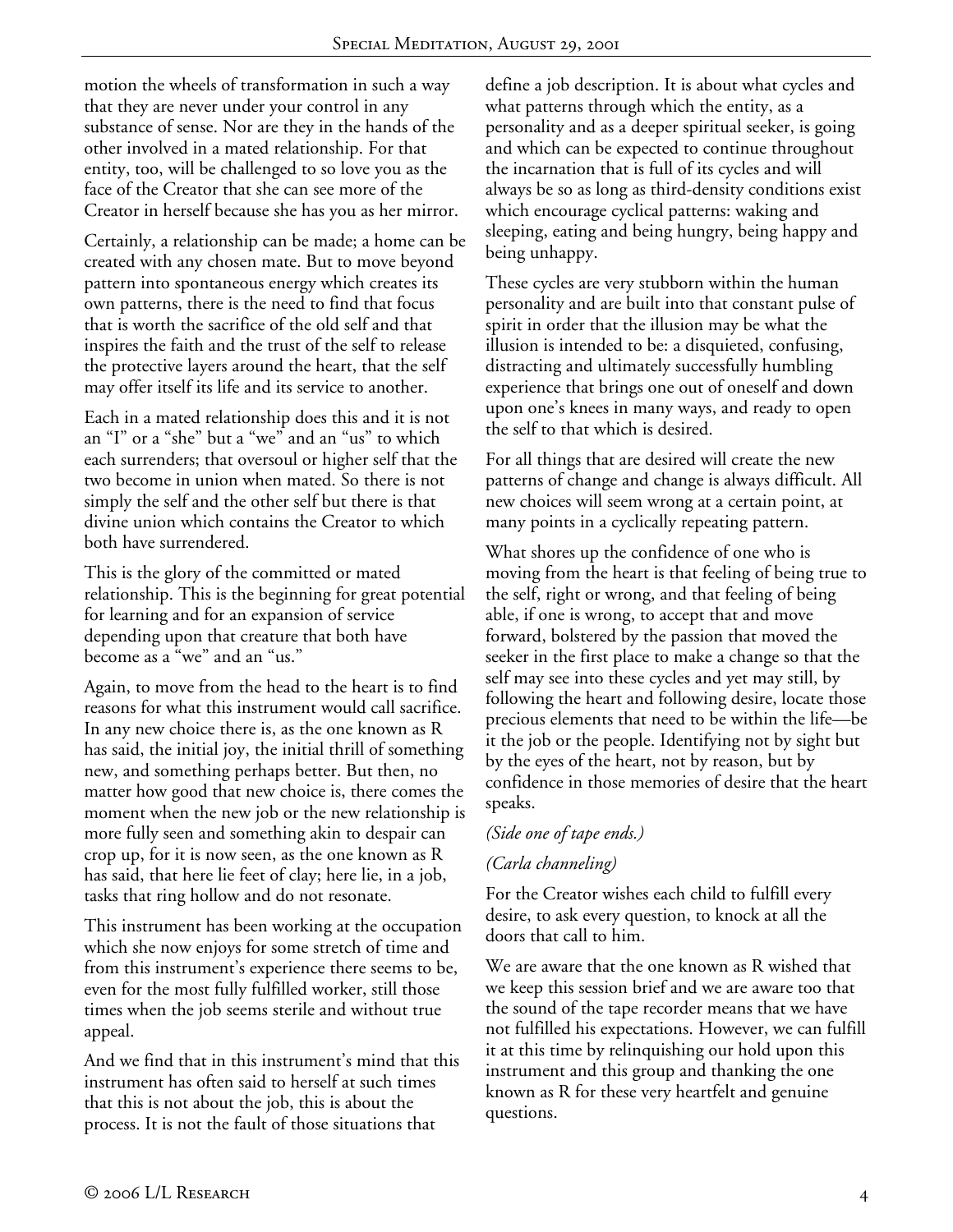motion the wheels of transformation in such a way that they are never under your control in any substance of sense. Nor are they in the hands of the other involved in a mated relationship. For that entity, too, will be challenged to so love you as the face of the Creator that she can see more of the Creator in herself because she has you as her mirror.

Certainly, a relationship can be made; a home can be created with any chosen mate. But to move beyond pattern into spontaneous energy which creates its own patterns, there is the need to find that focus that is worth the sacrifice of the old self and that inspires the faith and the trust of the self to release the protective layers around the heart, that the self may offer itself its life and its service to another.

Each in a mated relationship does this and it is not an "I" or a "she" but a "we" and an "us" to which each surrenders; that oversoul or higher self that the two become in union when mated. So there is not simply the self and the other self but there is that divine union which contains the Creator to which both have surrendered.

This is the glory of the committed or mated relationship. This is the beginning for great potential for learning and for an expansion of service depending upon that creature that both have become as a "we" and an "us."

Again, to move from the head to the heart is to find reasons for what this instrument would call sacrifice. In any new choice there is, as the one known as R has said, the initial joy, the initial thrill of something new, and something perhaps better. But then, no matter how good that new choice is, there comes the moment when the new job or the new relationship is more fully seen and something akin to despair can crop up, for it is now seen, as the one known as R has said, that here lie feet of clay; here lie, in a job, tasks that ring hollow and do not resonate.

This instrument has been working at the occupation which she now enjoys for some stretch of time and from this instrument's experience there seems to be, even for the most fully fulfilled worker, still those times when the job seems sterile and without true appeal.

And we find that in this instrument's mind that this instrument has often said to herself at such times that this is not about the job, this is about the process. It is not the fault of those situations that define a job description. It is about what cycles and what patterns through which the entity, as a personality and as a deeper spiritual seeker, is going and which can be expected to continue throughout the incarnation that is full of its cycles and will always be so as long as third-density conditions exist which encourage cyclical patterns: waking and sleeping, eating and being hungry, being happy and being unhappy.

These cycles are very stubborn within the human personality and are built into that constant pulse of spirit in order that the illusion may be what the illusion is intended to be: a disquieted, confusing, distracting and ultimately successfully humbling experience that brings one out of oneself and down upon one's knees in many ways, and ready to open the self to that which is desired.

For all things that are desired will create the new patterns of change and change is always difficult. All new choices will seem wrong at a certain point, at many points in a cyclically repeating pattern.

What shores up the confidence of one who is moving from the heart is that feeling of being true to the self, right or wrong, and that feeling of being able, if one is wrong, to accept that and move forward, bolstered by the passion that moved the seeker in the first place to make a change so that the self may see into these cycles and yet may still, by following the heart and following desire, locate those precious elements that need to be within the life—be it the job or the people. Identifying not by sight but by the eyes of the heart, not by reason, but by confidence in those memories of desire that the heart speaks.

*(Side one of tape ends.)*

*(Carla channeling)*

For the Creator wishes each child to fulfill every desire, to ask every question, to knock at all the doors that call to him.

We are aware that the one known as R wished that we keep this session brief and we are aware too that the sound of the tape recorder means that we have not fulfilled his expectations. However, we can fulfill it at this time by relinquishing our hold upon this instrument and this group and thanking the one known as R for these very heartfelt and genuine questions.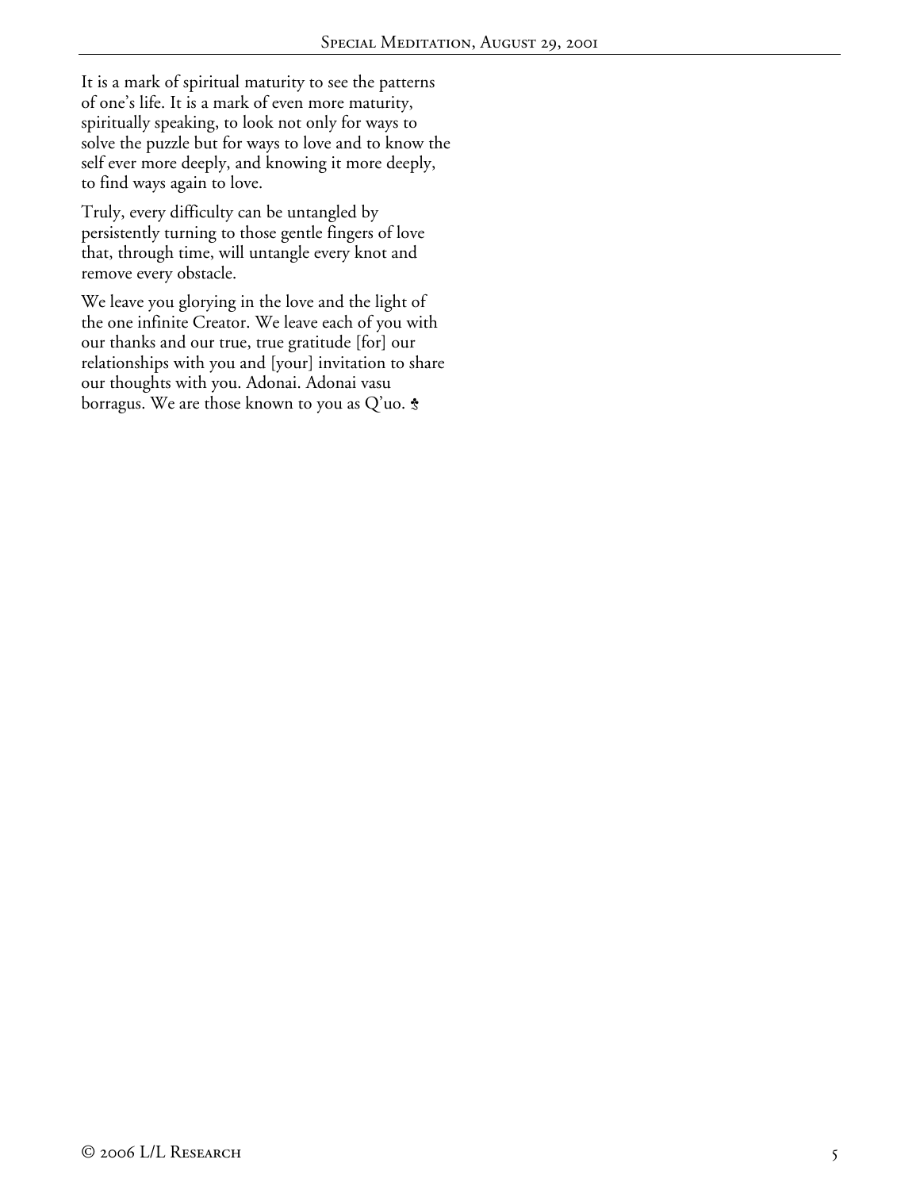It is a mark of spiritual maturity to see the patterns of one's life. It is a mark of even more maturity, spiritually speaking, to look not only for ways to solve the puzzle but for ways to love and to know the self ever more deeply, and knowing it more deeply, to find ways again to love.

Truly, every difficulty can be untangled by persistently turning to those gentle fingers of love that, through time, will untangle every knot and remove every obstacle.

We leave you glorying in the love and the light of the one infinite Creator. We leave each of you with our thanks and our true, true gratitude [for] our relationships with you and [your] invitation to share our thoughts with you. Adonai. Adonai vasu borragus. We are those known to you as Q'uo. ♣